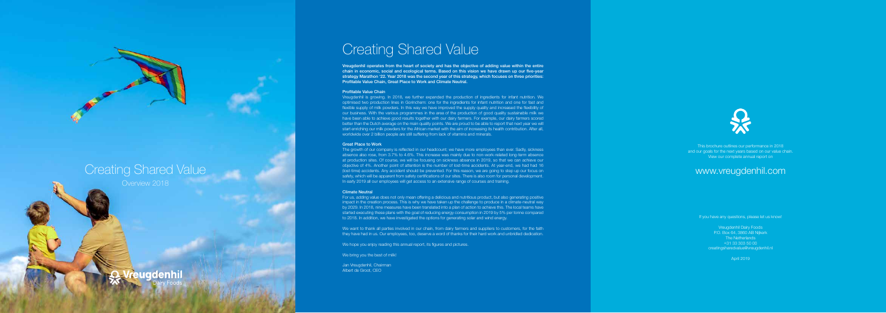# Creating Shared Value

Overview 2018

Vreugdenhil Dairy Foods

# Creating Shared Value

**Vreugdenhil operates from the heart of society and has the objective of adding value within the entire chain in economic, social and ecological terms. Based on this vision we have drawn up our five-year strategy Marathon '22. Year 2018 was the second year of this strategy, which focuses on three priorities: Profitable Value Chain, Great Place to Work and Climate Neutral.**

**Profitable Value Chain**

Vreugdenhil is growing. In 2018, we further expanded the production of ingredients for infant nutrition. We optimised two production lines in Gorinchem: one for the ingredients for infant nutrition and one for fast and flexible supply of milk powders. In this way we have improved the supply quality and increased the flexibility of our business. With the various programmes in the area of the production of good quality sustainable milk we have been able to achieve good results together with our dairy farmers. For example, our dairy farmers scored better than the Dutch average on the main quality points. We are proud to be able to report that next year we will start enriching our milk powders for the African market with the aim of increasing its health contribution. After all, worldwide over 2 billion people are still suffering from lack of vitamins and minerals.

**Great Place to Work**

The growth of our company is reflected in our headcount; we have more employees than ever. Sadly, sickness absence also rose, from 3.7% to 4.6%. This increase was mainly due to non-work-related long-term absence at production sites. Of course, we will be focusing on sickness absence in 2019, so that we can achieve our objective of 4%. Another point of attention is the number of lost-time accidents. At year-end, we had had 16 (lost-time) accidents. Any accident should be prevented. For this reason, we are going to step up our focus on safety, which will be apparent from safety certifications of our sites. There is also room for personal development. In early 2019 all our employees will get access to an extensive range of courses and training.

**Climate Neutral**

For us, adding value does not only mean offering a delicious and nutritious product, but also generating positive impact in the creation process. This is why we have taken up the challenge to produce in a climate-neutral way by 2029. In 2018, nine measures have been translated into a plan of action to achieve this. The local teams have started executing these plans with the goal of reducing energy consumption in 2019 by 5% per tonne compared to 2018. In addition, we have investigated the options for generating solar and wind energy.

We want to thank all parties involved in our chain, from dairy farmers and suppliers to customers, for the faith they have had in us. Our employees, too, deserve a word of thanks for their hard work and unbridled dedication.

We hope you enjoy reading this annual report, its figures and pictures.

We bring you the best of milk!

Jan Vreugdenhil, Chairman
Albert de Groot, CEO

This brochure outlines our performance in 2018 and our goals for the next years based on our value chain. View our complete annual report on

## www.vreugdenhil.com

If you have any questions, please let us know!

Vreugdenhil Dairy Foods
P.O. Box 64, 3860 AB Nijkerk
The Netherlands
+31 33 303 50 00
creatingsharedvalue@vreugdenhil.nl

April 2019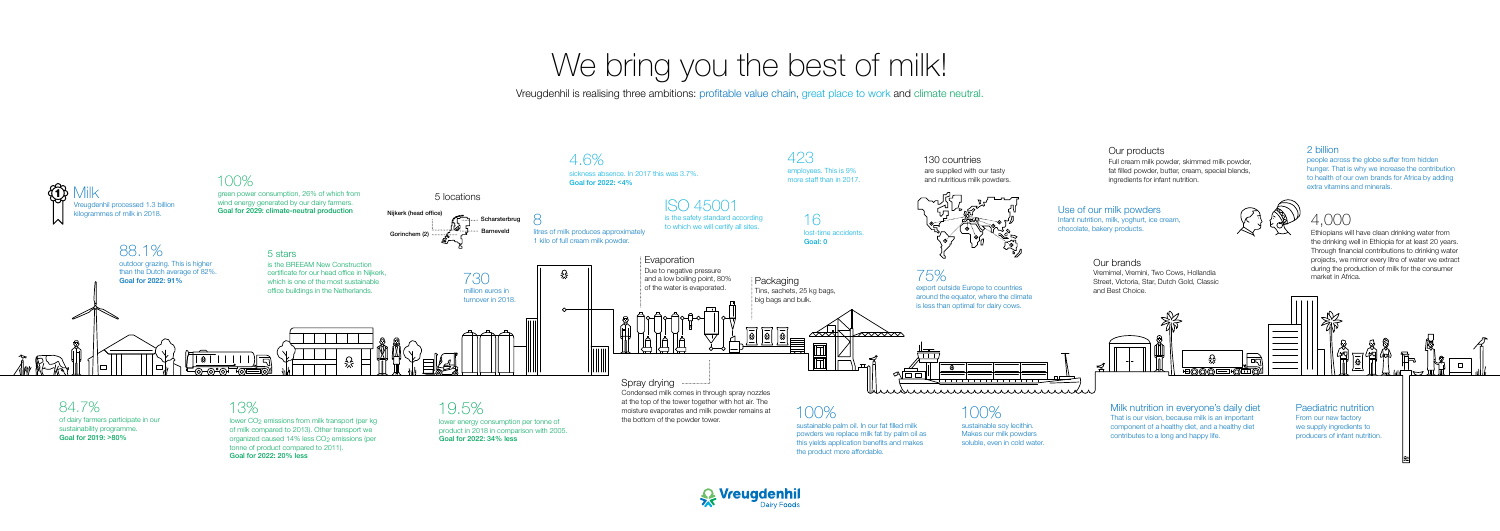# We bring you the best of milk!

Vreugdenhil is realising three ambitions: profitable value chain, great place to work and climate neutral.

## Milk

Vreugdenhil processed 1.3 billion kilogrammes of milk in 2018.

**88.1%**
outdoor grazing. This is higher than the Dutch average of 82%.
**Goal for 2022: 91%**

**100%**
green power consumption, 26% of which from wind energy generated by our dairy farmers.
**Goal for 2029: climate-neutral production**

**5 stars**
is the BREEAM New Construction certificate for our head office in Nijkerk, which is one of the most sustainable office buildings in the Netherlands.

**5 locations**
Nijkerk (head office)
Scharsterbrug
Barneveld
Gorinchem (2)

**8**
litres of milk produces approximately 1 kilo of full cream milk powder.

**730**
million euros in turnover in 2018.

**4.6%**
sickness absence. In 2017 this was 3.7%.
**Goal for 2022: <4%**

**ISO 45001**
is the safety standard according to which we will certify all sites.

**423**
employees. This is 9% more staff than in 2017.

**16**
lost-time accidents.
**Goal: 0**

**Evaporation**
Due to negative pressure and a low boiling point, 80% of the water is evaporated.

**Packaging**
Tins, sachets, 25 kg bags, big bags and bulk.

**Spray drying**
Condensed milk comes in through spray nozzles at the top of the tower together with hot air. The moisture evaporates and milk powder remains at the bottom of the powder tower.

**130 countries**
are supplied with our tasty and nutritious milk powders.

**75%**
export outside Europe to countries around the equator, where the climate is less than optimal for dairy cows.

**Our products**
Full cream milk powder, skimmed milk powder, fat filled powder, butter, cream, special blends, ingredients for infant nutrition.

**Use of our milk powders**
Infant nutrition, milk, yoghurt, ice cream, chocolate, bakery products.

**Our brands**
Vremimel, Vremini, Two Cows, Hollandia Street, Victoria, Star, Dutch Gold, Classic and Best Choice.

**2 billion**
people across the globe suffer from hidden hunger. That is why we increase the contribution to health of our own brands for Africa by adding extra vitamins and minerals.

**4,000**
Ethiopians will have clean drinking water from the drinking well in Ethiopia for at least 20 years. Through financial contributions to drinking water projects, we mirror every litre of water we extract during the production of milk for the consumer market in Africa.

**84.7%**
of dairy farmers participate in our sustainability programme.
**Goal for 2019: >80%**

**13%**
lower $CO_2$ emissions from milk transport (per kg of milk compared to 2013). Other transport we organized caused 14% less $CO_2$ emissions (per tonne of product compared to 2011).
**Goal for 2022: 20% less**

**19.5%**
lower energy consumption per tonne of product in 2018 in comparison with 2005.
**Goal for 2022: 34% less**

**100%**
sustainable palm oil. In our fat filled milk powders we replace milk fat by palm oil as this yields application benefits and makes the product more affordable.

**100%**
sustainable soy lecithin. Makes our milk powders soluble, even in cold water.

**Milk nutrition in everyone's daily diet**
That is our vision, because milk is an important component of a healthy diet, and a healthy diet contributes to a long and happy life.

**Paediatric nutrition**
From our new factory we supply ingredients to producers of infant nutrition.

Vreugdenhil Dairy Foods